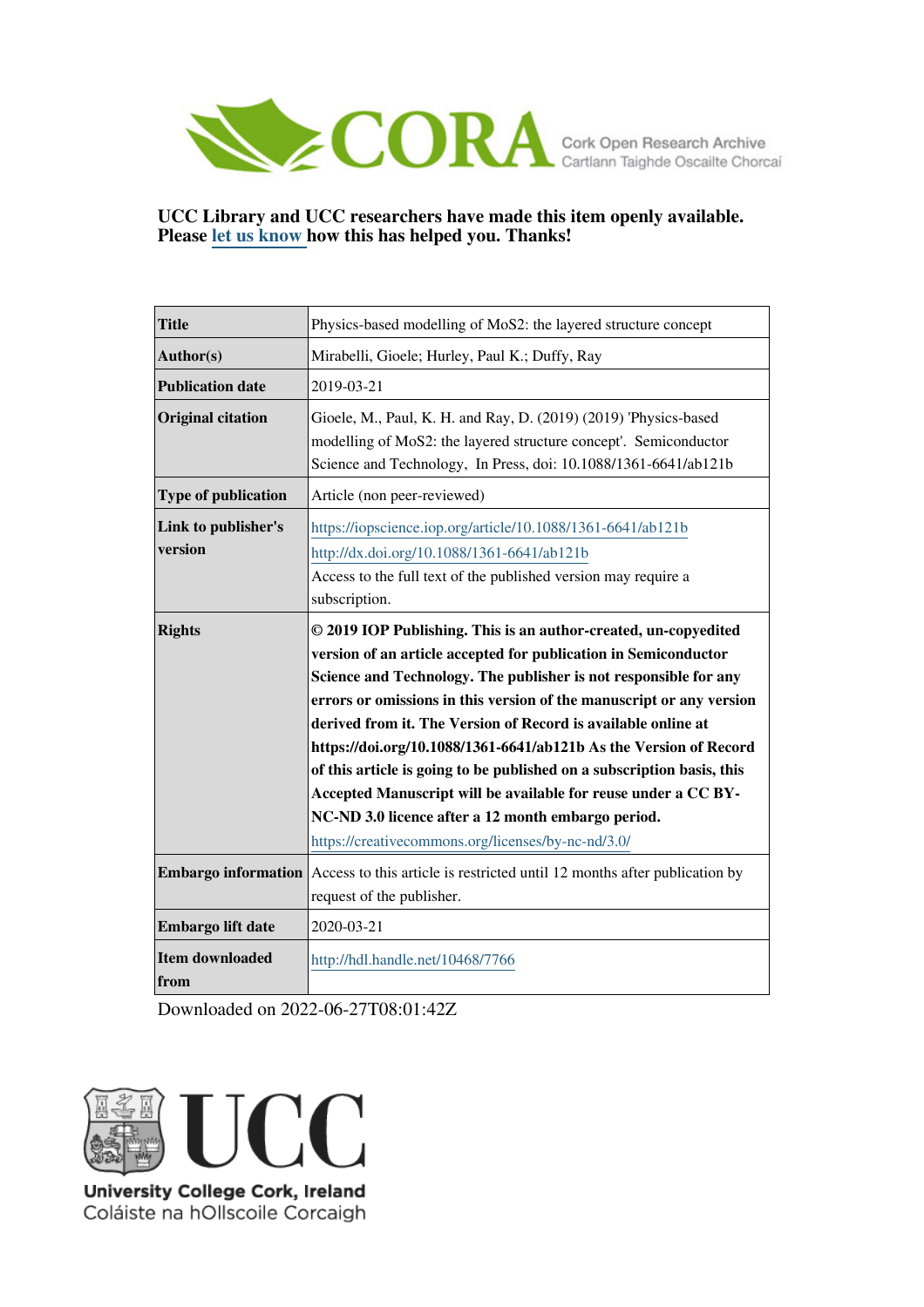CORA Cork Open Research Archive
Cartlann Taighde Oscailte Chorcaí

**UCC Library and UCC researchers have made this item openly available. Please let us know how this has helped you. Thanks!**

| | |
|---|---|
| **Title** | Physics-based modelling of MoS2: the layered structure concept |
| **Author(s)** | Mirabelli, Gioele; Hurley, Paul K.; Duffy, Ray |
| **Publication date** | 2019-03-21 |
| **Original citation** | Gioele, M., Paul, K. H. and Ray, D. (2019) (2019) 'Physics-based modelling of MoS2: the layered structure concept'. Semiconductor Science and Technology, In Press, doi: 10.1088/1361-6641/ab121b |
| **Type of publication** | Article (non peer-reviewed) |
| **Link to publisher's version** | https://iopscience.iop.org/article/10.1088/1361-6641/ab121b http://dx.doi.org/10.1088/1361-6641/ab121b Access to the full text of the published version may require a subscription. |
| **Rights** | **© 2019 IOP Publishing. This is an author-created, un-copyedited version of an article accepted for publication in Semiconductor Science and Technology. The publisher is not responsible for any errors or omissions in this version of the manuscript or any version derived from it. The Version of Record is available online at https://doi.org/10.1088/1361-6641/ab121b As the Version of Record of this article is going to be published on a subscription basis, this Accepted Manuscript will be available for reuse under a CC BY-NC-ND 3.0 licence after a 12 month embargo period.** https://creativecommons.org/licenses/by-nc-nd/3.0/ |
| **Embargo information** | Access to this article is restricted until 12 months after publication by request of the publisher. |
| **Embargo lift date** | 2020-03-21 |
| **Item downloaded from** | http://hdl.handle.net/10468/7766 |

Downloaded on 2022-06-27T08:01:42Z

UCC
University College Cork, Ireland
Coláiste na hOllscoile Corcaigh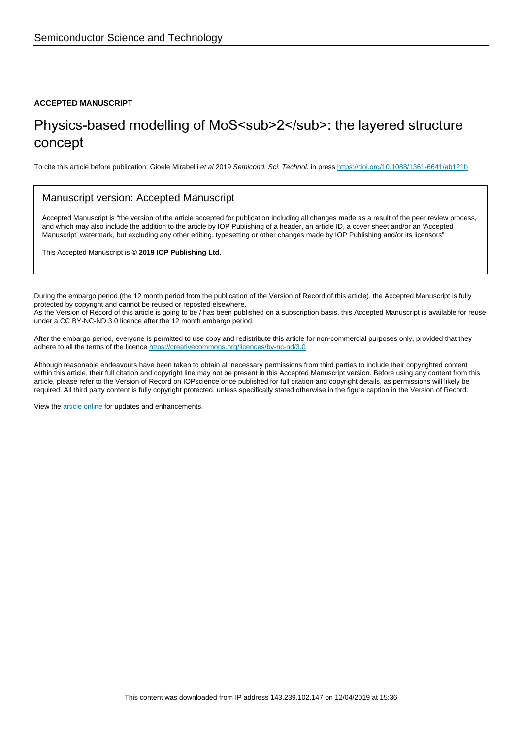Semiconductor Science and Technology

**ACCEPTED MANUSCRIPT**

# Physics-based modelling of $MoS_2$: the layered structure concept

To cite this article before publication: Gioele Mirabelli *et al* 2019 *Semicond. Sci. Technol.* in press https://doi.org/10.1088/1361-6641/ab121b

## Manuscript version: Accepted Manuscript

Accepted Manuscript is "the version of the article accepted for publication including all changes made as a result of the peer review process, and which may also include the addition to the article by IOP Publishing of a header, an article ID, a cover sheet and/or an 'Accepted Manuscript' watermark, but excluding any other editing, typesetting or other changes made by IOP Publishing and/or its licensors"

This Accepted Manuscript is **© 2019 IOP Publishing Ltd**.

During the embargo period (the 12 month period from the publication of the Version of Record of this article), the Accepted Manuscript is fully protected by copyright and cannot be reused or reposted elsewhere.
As the Version of Record of this article is going to be / has been published on a subscription basis, this Accepted Manuscript is available for reuse under a CC BY-NC-ND 3.0 licence after the 12 month embargo period.

After the embargo period, everyone is permitted to use copy and redistribute this article for non-commercial purposes only, provided that they adhere to all the terms of the licence https://creativecommons.org/licences/by-nc-nd/3.0

Although reasonable endeavours have been taken to obtain all necessary permissions from third parties to include their copyrighted content within this article, their full citation and copyright line may not be present in this Accepted Manuscript version. Before using any content from this article, please refer to the Version of Record on IOPscience once published for full citation and copyright details, as permissions will likely be required. All third party content is fully copyright protected, unless specifically stated otherwise in the figure caption in the Version of Record.

View the article online for updates and enhancements.

This content was downloaded from IP address 143.239.102.147 on 12/04/2019 at 15:36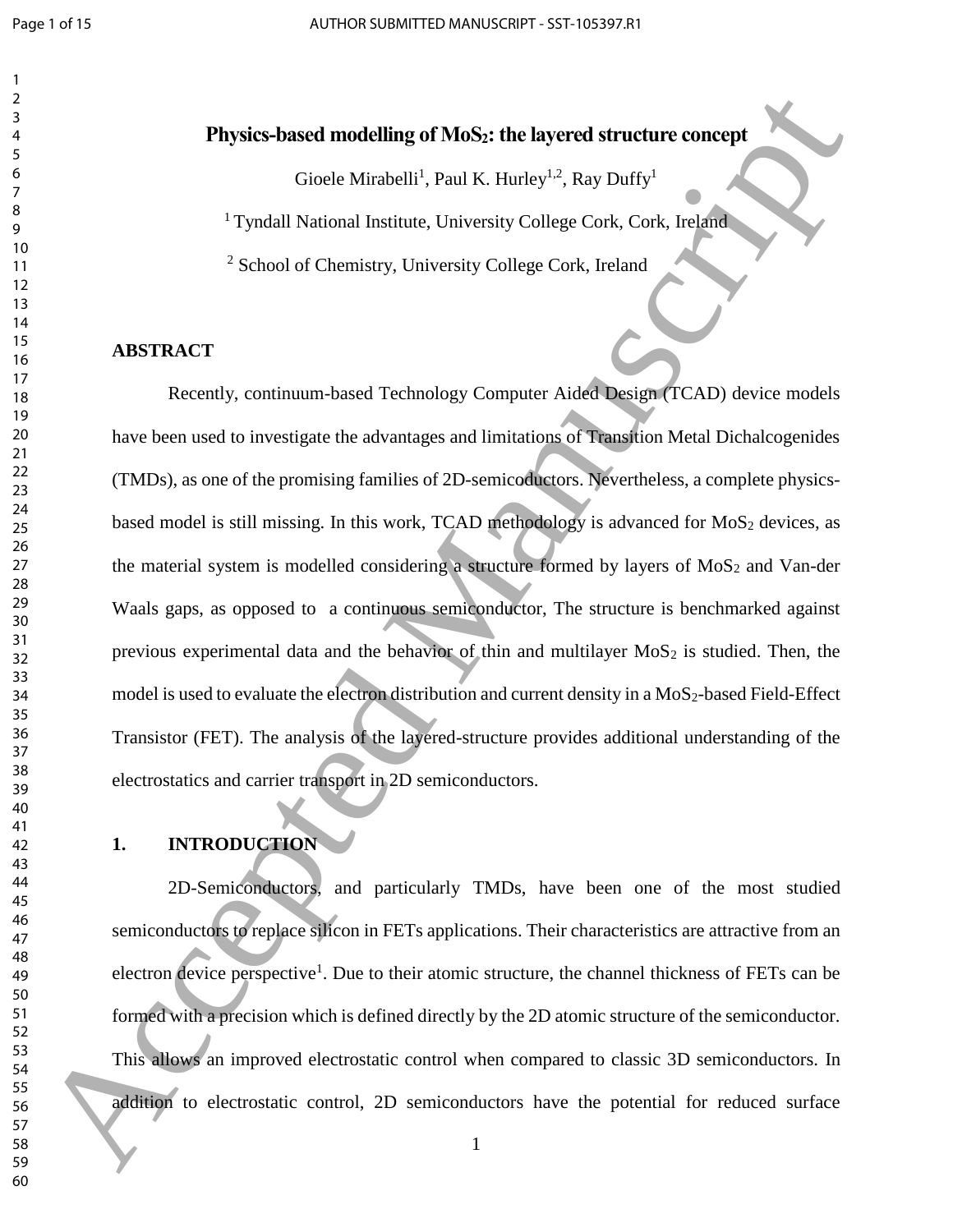# Physics-based modelling of $MoS_2$: the layered structure concept

Gioele Mirabelli[1], Paul K. Hurley[1,2], Ray Duffy[1]

[1] Tyndall National Institute, University College Cork, Cork, Ireland

[2] School of Chemistry, University College Cork, Ireland

## ABSTRACT

Recently, continuum-based Technology Computer Aided Design (TCAD) device models have been used to investigate the advantages and limitations of Transition Metal Dichalcogenides (TMDs), as one of the promising families of 2D-semiconductors. Nevertheless, a complete physics-based model is still missing. In this work, TCAD methodology is advanced for $MoS_2$ devices, as the material system is modelled considering a structure formed by layers of $MoS_2$ and Van-der Waals gaps, as opposed to a continuous semiconductor, The structure is benchmarked against previous experimental data and the behavior of thin and multilayer $MoS_2$ is studied. Then, the model is used to evaluate the electron distribution and current density in a $MoS_2$-based Field-Effect Transistor (FET). The analysis of the layered-structure provides additional understanding of the electrostatics and carrier transport in 2D semiconductors.

## 1. INTRODUCTION

2D-Semiconductors, and particularly TMDs, have been one of the most studied semiconductors to replace silicon in FETs applications. Their characteristics are attractive from an electron device perspective[1]. Due to their atomic structure, the channel thickness of FETs can be formed with a precision which is defined directly by the 2D atomic structure of the semiconductor. This allows an improved electrostatic control when compared to classic 3D semiconductors. In addition to electrostatic control, 2D semiconductors have the potential for reduced surface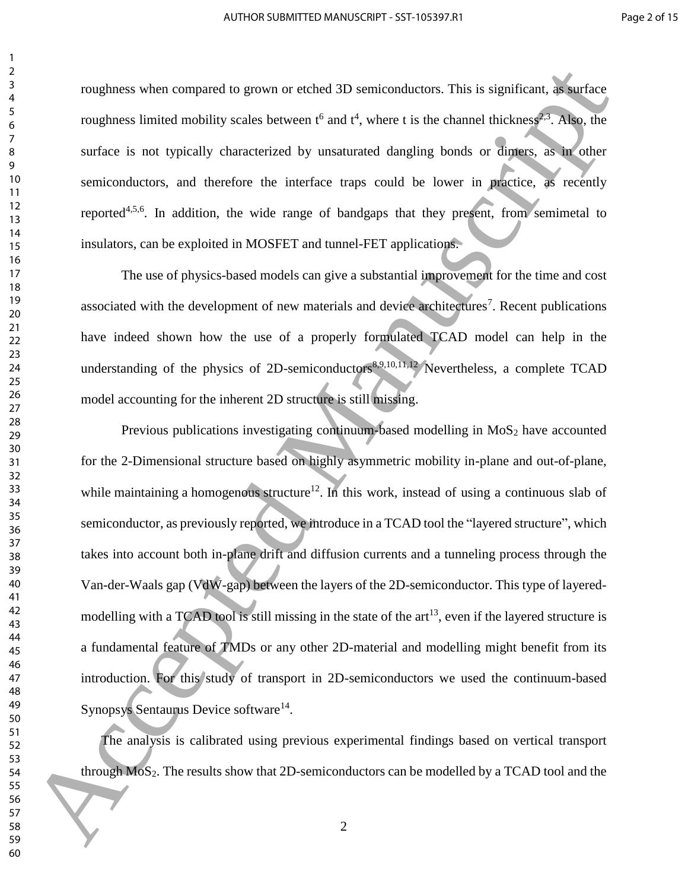roughness when compared to grown or etched 3D semiconductors. This is significant, as surface roughness limited mobility scales between $t^6$ and $t^4$, where t is the channel thickness[2,3]. Also, the surface is not typically characterized by unsaturated dangling bonds or dimers, as in other semiconductors, and therefore the interface traps could be lower in practice, as recently reported[4,5,6]. In addition, the wide range of bandgaps that they present, from semimetal to insulators, can be exploited in MOSFET and tunnel-FET applications.

The use of physics-based models can give a substantial improvement for the time and cost associated with the development of new materials and device architectures[7]. Recent publications have indeed shown how the use of a properly formulated TCAD model can help in the understanding of the physics of 2D-semiconductors[8,9,10,11,12]. Nevertheless, a complete TCAD model accounting for the inherent 2D structure is still missing.

Previous publications investigating continuum-based modelling in $MoS_2$ have accounted for the 2-Dimensional structure based on highly asymmetric mobility in-plane and out-of-plane, while maintaining a homogenous structure[12]. In this work, instead of using a continuous slab of semiconductor, as previously reported, we introduce in a TCAD tool the "layered structure", which takes into account both in-plane drift and diffusion currents and a tunneling process through the Van-der-Waals gap (VdW-gap) between the layers of the 2D-semiconductor. This type of layered-modelling with a TCAD tool is still missing in the state of the art[13], even if the layered structure is a fundamental feature of TMDs or any other 2D-material and modelling might benefit from its introduction. For this study of transport in 2D-semiconductors we used the continuum-based Synopsys Sentaurus Device software[14].

The analysis is calibrated using previous experimental findings based on vertical transport through $MoS_2$. The results show that 2D-semiconductors can be modelled by a TCAD tool and the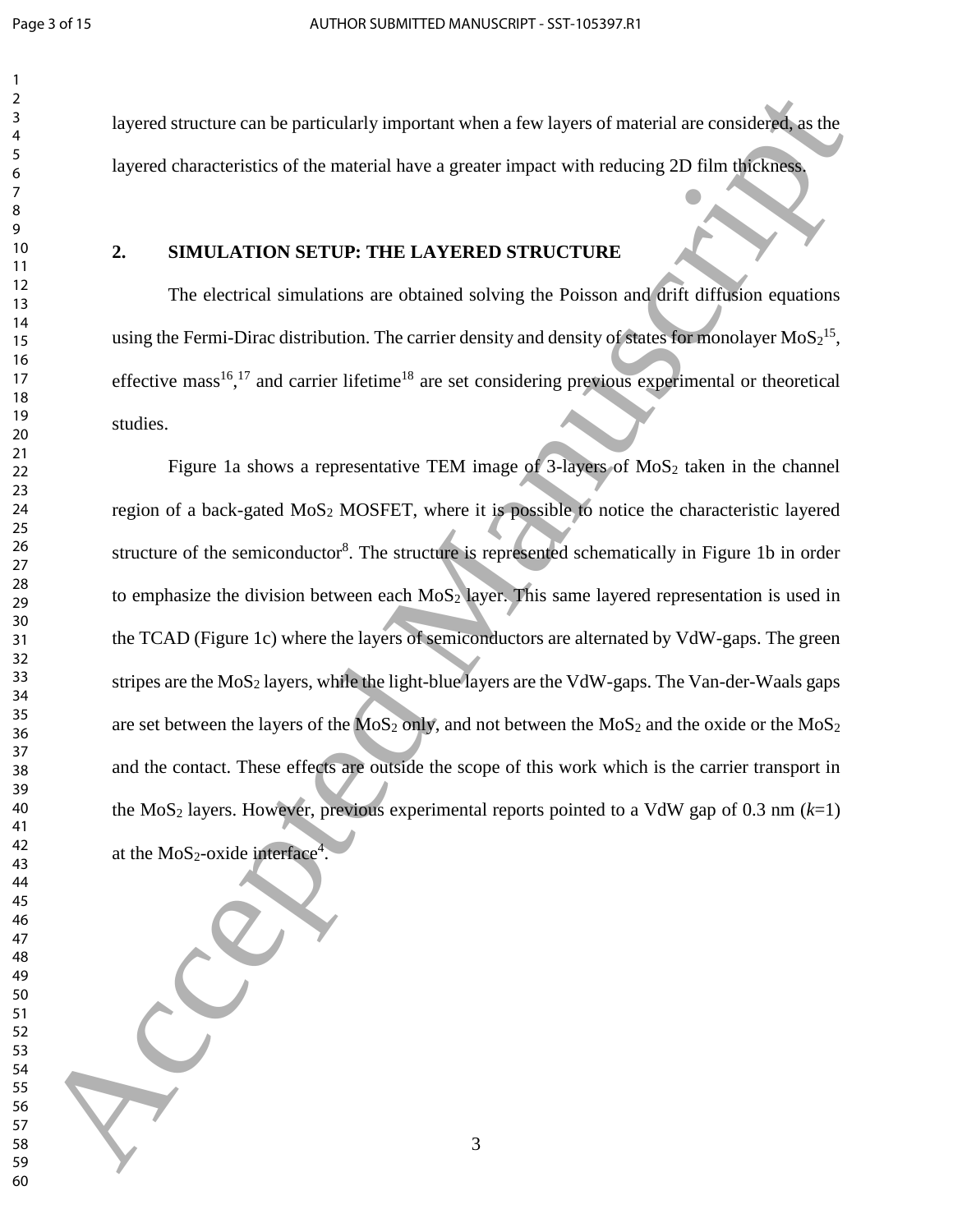layered structure can be particularly important when a few layers of material are considered, as the layered characteristics of the material have a greater impact with reducing 2D film thickness.

## 2. SIMULATION SETUP: THE LAYERED STRUCTURE

The electrical simulations are obtained solving the Poisson and drift diffusion equations using the Fermi-Dirac distribution. The carrier density and density of states for monolayer $MoS_2$[15], effective mass[16,17] and carrier lifetime[18] are set considering previous experimental or theoretical studies.

Figure 1a shows a representative TEM image of 3-layers of $MoS_2$ taken in the channel region of a back-gated $MoS_2$ MOSFET, where it is possible to notice the characteristic layered structure of the semiconductor[8]. The structure is represented schematically in Figure 1b in order to emphasize the division between each $MoS_2$ layer. This same layered representation is used in the TCAD (Figure 1c) where the layers of semiconductors are alternated by VdW-gaps. The green stripes are the $MoS_2$ layers, while the light-blue layers are the VdW-gaps. The Van-der-Waals gaps are set between the layers of the $MoS_2$ only, and not between the $MoS_2$ and the oxide or the $MoS_2$ and the contact. These effects are outside the scope of this work which is the carrier transport in the $MoS_2$ layers. However, previous experimental reports pointed to a VdW gap of 0.3 nm ($k$=1) at the $MoS_2$-oxide interface[4].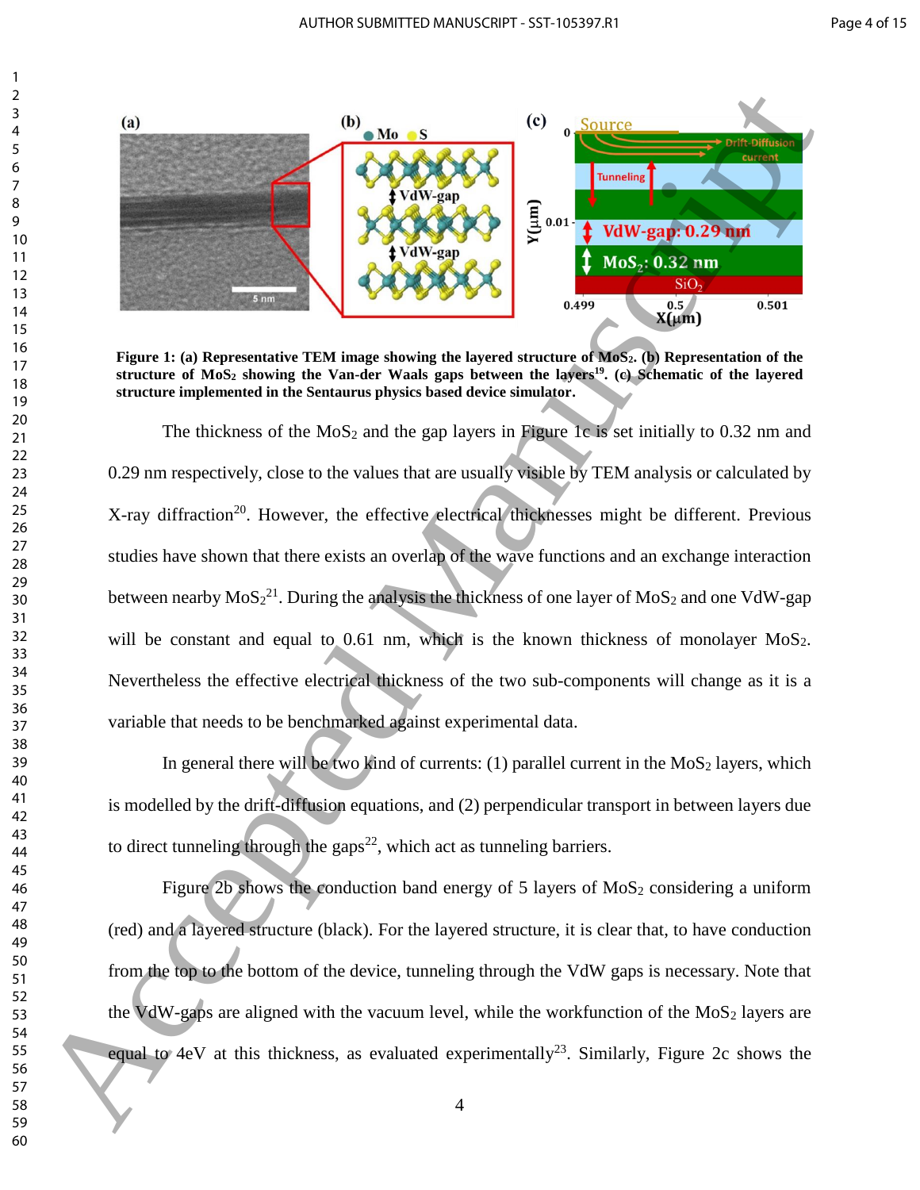**Figure 1: (a) Representative TEM image showing the layered structure of $MoS_2$. (b) Representation of the structure of $MoS_2$ showing the Van-der Waals gaps between the layers[19]. (c) Schematic of the layered structure implemented in the Sentaurus physics based device simulator.**

The thickness of the $MoS_2$ and the gap layers in Figure 1c is set initially to 0.32 nm and 0.29 nm respectively, close to the values that are usually visible by TEM analysis or calculated by X-ray diffraction[20]. However, the effective electrical thicknesses might be different. Previous studies have shown that there exists an overlap of the wave functions and an exchange interaction between nearby $MoS_2$[21]. During the analysis the thickness of one layer of $MoS_2$ and one VdW-gap will be constant and equal to 0.61 nm, which is the known thickness of monolayer $MoS_2$. Nevertheless the effective electrical thickness of the two sub-components will change as it is a variable that needs to be benchmarked against experimental data.

In general there will be two kind of currents: (1) parallel current in the $MoS_2$ layers, which is modelled by the drift-diffusion equations, and (2) perpendicular transport in between layers due to direct tunneling through the gaps[22], which act as tunneling barriers.

Figure 2b shows the conduction band energy of 5 layers of $MoS_2$ considering a uniform (red) and a layered structure (black). For the layered structure, it is clear that, to have conduction from the top to the bottom of the device, tunneling through the VdW gaps is necessary. Note that the VdW-gaps are aligned with the vacuum level, while the workfunction of the $MoS_2$ layers are equal to 4eV at this thickness, as evaluated experimentally[23]. Similarly, Figure 2c shows the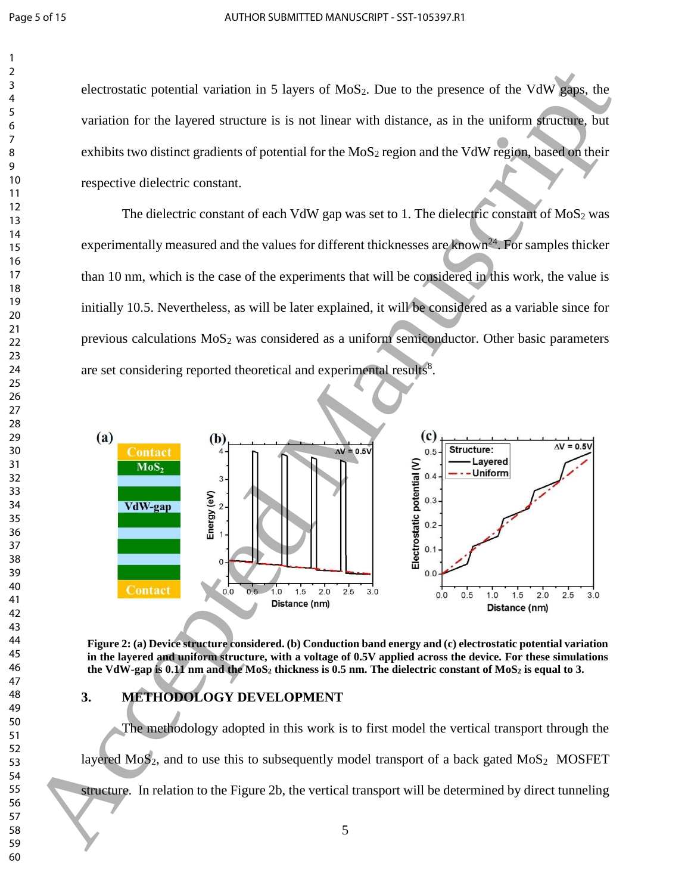electrostatic potential variation in 5 layers of $MoS_2$. Due to the presence of the VdW gaps, the variation for the layered structure is is not linear with distance, as in the uniform structure, but exhibits two distinct gradients of potential for the $MoS_2$ region and the VdW region, based on their respective dielectric constant.

The dielectric constant of each VdW gap was set to 1. The dielectric constant of $MoS_2$ was experimentally measured and the values for different thicknesses are known[24]. For samples thicker than 10 nm, which is the case of the experiments that will be considered in this work, the value is initially 10.5. Nevertheless, as will be later explained, it will be considered as a variable since for previous calculations $MoS_2$ was considered as a uniform semiconductor. Other basic parameters are set considering reported theoretical and experimental results[8].

**Figure 2: (a) Device structure considered. (b) Conduction band energy and (c) electrostatic potential variation in the layered and uniform structure, with a voltage of 0.5V applied across the device. For these simulations the VdW-gap is 0.11 nm and the $MoS_2$ thickness is 0.5 nm. The dielectric constant of $MoS_2$ is equal to 3.**

## 3. METHODOLOGY DEVELOPMENT

The methodology adopted in this work is to first model the vertical transport through the layered $MoS_2$, and to use this to subsequently model transport of a back gated $MoS_2$ MOSFET structure. In relation to the Figure 2b, the vertical transport will be determined by direct tunneling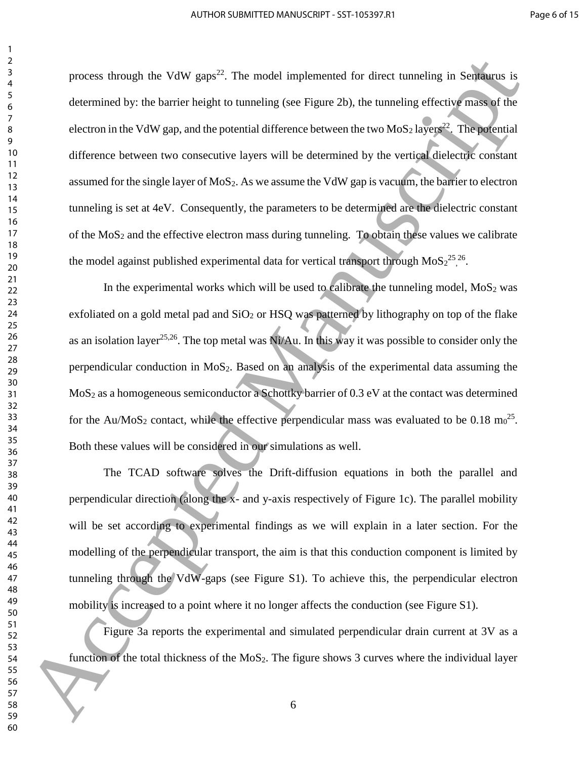process through the VdW gaps[22]. The model implemented for direct tunneling in Sentaurus is determined by: the barrier height to tunneling (see Figure 2b), the tunneling effective mass of the electron in the VdW gap, and the potential difference between the two $MoS_2$ layers[22]. The potential difference between two consecutive layers will be determined by the vertical dielectric constant assumed for the single layer of $MoS_2$. As we assume the VdW gap is vacuum, the barrier to electron tunneling is set at 4eV. Consequently, the parameters to be determined are the dielectric constant of the $MoS_2$ and the effective electron mass during tunneling. To obtain these values we calibrate the model against published experimental data for vertical transport through $MoS_2$[25,26].

In the experimental works which will be used to calibrate the tunneling model, $MoS_2$ was exfoliated on a gold metal pad and $SiO_2$ or HSQ was patterned by lithography on top of the flake as an isolation layer[25,26]. The top metal was Ni/Au. In this way it was possible to consider only the perpendicular conduction in $MoS_2$. Based on an analysis of the experimental data assuming the $MoS_2$ as a homogeneous semiconductor a Schottky barrier of 0.3 eV at the contact was determined for the Au/$MoS_2$ contact, while the effective perpendicular mass was evaluated to be 0.18 $m_0$[25]. Both these values will be considered in our simulations as well.

The TCAD software solves the Drift-diffusion equations in both the parallel and perpendicular direction (along the x- and y-axis respectively of Figure 1c). The parallel mobility will be set according to experimental findings as we will explain in a later section. For the modelling of the perpendicular transport, the aim is that this conduction component is limited by tunneling through the VdW-gaps (see Figure S1). To achieve this, the perpendicular electron mobility is increased to a point where it no longer affects the conduction (see Figure S1).

Figure 3a reports the experimental and simulated perpendicular drain current at 3V as a function of the total thickness of the $MoS_2$. The figure shows 3 curves where the individual layer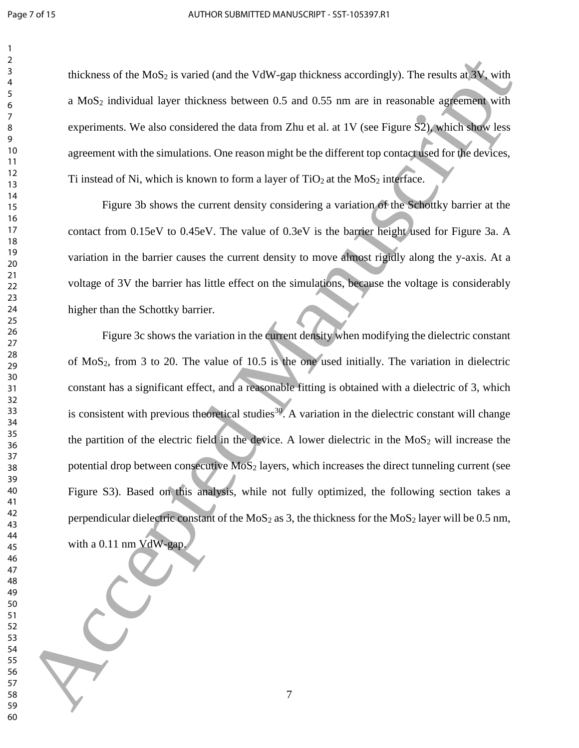thickness of the $MoS_2$ is varied (and the VdW-gap thickness accordingly). The results at 3V, with a $MoS_2$ individual layer thickness between 0.5 and 0.55 nm are in reasonable agreement with experiments. We also considered the data from Zhu et al. at 1V (see Figure S2), which show less agreement with the simulations. One reason might be the different top contact used for the devices, Ti instead of Ni, which is known to form a layer of $TiO_2$ at the $MoS_2$ interface.

Figure 3b shows the current density considering a variation of the Schottky barrier at the contact from 0.15eV to 0.45eV. The value of 0.3eV is the barrier height used for Figure 3a. A variation in the barrier causes the current density to move almost rigidly along the y-axis. At a voltage of 3V the barrier has little effect on the simulations, because the voltage is considerably higher than the Schottky barrier.

Figure 3c shows the variation in the current density when modifying the dielectric constant of $MoS_2$, from 3 to 20. The value of 10.5 is the one used initially. The variation in dielectric constant has a significant effect, and a reasonable fitting is obtained with a dielectric of 3, which is consistent with previous theoretical studies[30]. A variation in the dielectric constant will change the partition of the electric field in the device. A lower dielectric in the $MoS_2$ will increase the potential drop between consecutive $MoS_2$ layers, which increases the direct tunneling current (see Figure S3). Based on this analysis, while not fully optimized, the following section takes a perpendicular dielectric constant of the $MoS_2$ as 3, the thickness for the $MoS_2$ layer will be 0.5 nm, with a 0.11 nm VdW-gap.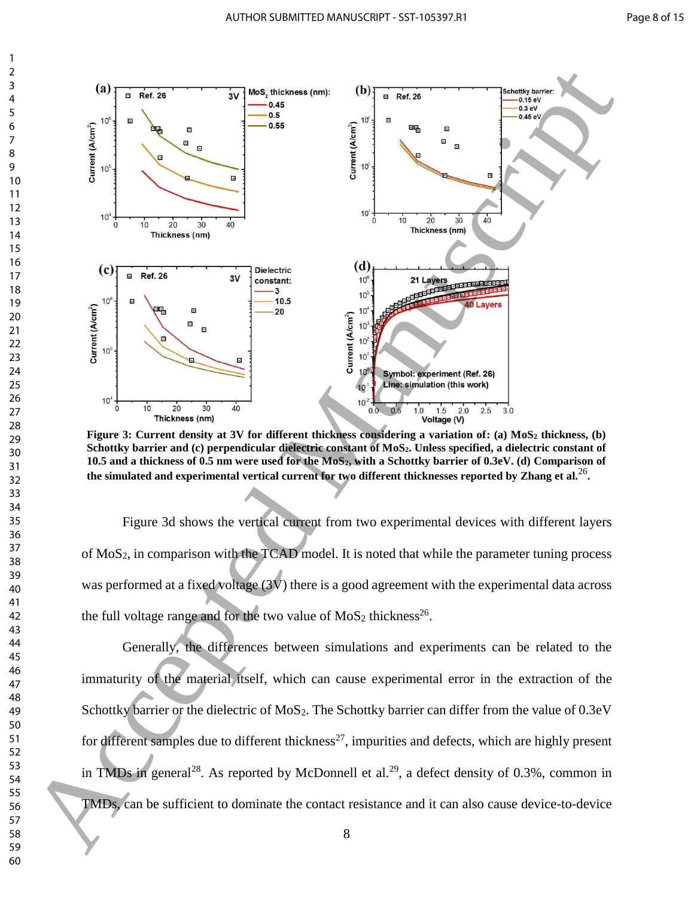**Figure 3: Current density at 3V for different thickness considering a variation of: (a) $MoS_2$ thickness, (b) Schottky barrier and (c) perpendicular dielectric constant of $MoS_2$. Unless specified, a dielectric constant of 10.5 and a thickness of 0.5 nm were used for the $MoS_2$, with a Schottky barrier of 0.3eV. (d) Comparison of the simulated and experimental vertical current for two different thicknesses reported by Zhang et al.[26].**

Figure 3d shows the vertical current from two experimental devices with different layers of $MoS_2$, in comparison with the TCAD model. It is noted that while the parameter tuning process was performed at a fixed voltage (3V) there is a good agreement with the experimental data across the full voltage range and for the two value of $MoS_2$ thickness[26].

Generally, the differences between simulations and experiments can be related to the immaturity of the material itself, which can cause experimental error in the extraction of the Schottky barrier or the dielectric of $MoS_2$. The Schottky barrier can differ from the value of 0.3eV for different samples due to different thickness[27], impurities and defects, which are highly present in TMDs in general[28]. As reported by McDonnell et al.[29], a defect density of 0.3%, common in TMDs, can be sufficient to dominate the contact resistance and it can also cause device-to-device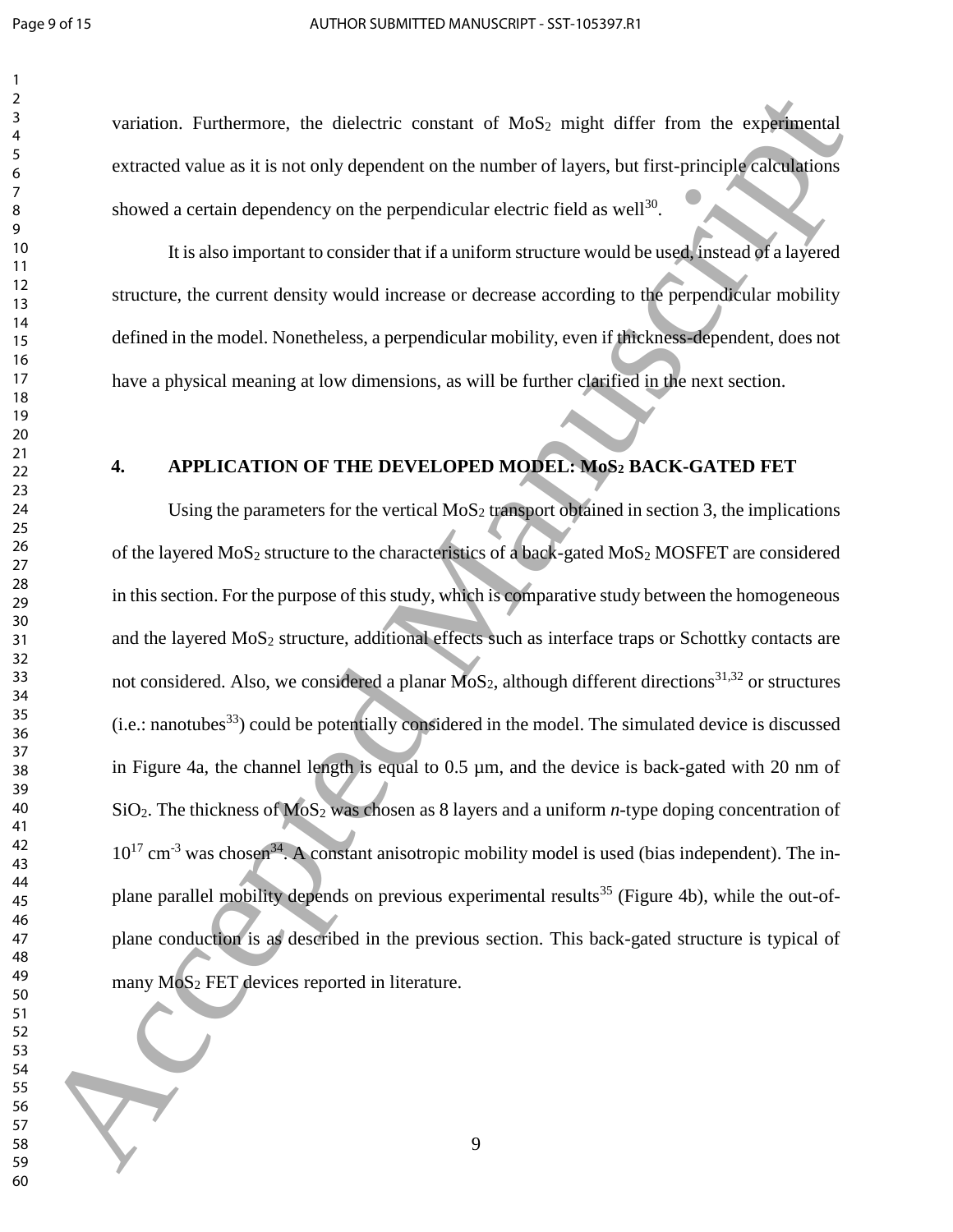variation. Furthermore, the dielectric constant of $MoS_2$ might differ from the experimental extracted value as it is not only dependent on the number of layers, but first-principle calculations showed a certain dependency on the perpendicular electric field as well[30].

It is also important to consider that if a uniform structure would be used, instead of a layered structure, the current density would increase or decrease according to the perpendicular mobility defined in the model. Nonetheless, a perpendicular mobility, even if thickness-dependent, does not have a physical meaning at low dimensions, as will be further clarified in the next section.

## 4. APPLICATION OF THE DEVELOPED MODEL: $MoS_2$ BACK-GATED FET

Using the parameters for the vertical $MoS_2$ transport obtained in section 3, the implications of the layered $MoS_2$ structure to the characteristics of a back-gated $MoS_2$ MOSFET are considered in this section. For the purpose of this study, which is comparative study between the homogeneous and the layered $MoS_2$ structure, additional effects such as interface traps or Schottky contacts are not considered. Also, we considered a planar $MoS_2$, although different directions[31,32] or structures (i.e.: nanotubes[33]) could be potentially considered in the model. The simulated device is discussed in Figure 4a, the channel length is equal to 0.5 µm, and the device is back-gated with 20 nm of $SiO_2$. The thickness of $MoS_2$ was chosen as 8 layers and a uniform *n*-type doping concentration of $10^{17}$ cm$^{-3}$ was chosen[34]. A constant anisotropic mobility model is used (bias independent). The in-plane parallel mobility depends on previous experimental results[35] (Figure 4b), while the out-of-plane conduction is as described in the previous section. This back-gated structure is typical of many $MoS_2$ FET devices reported in literature.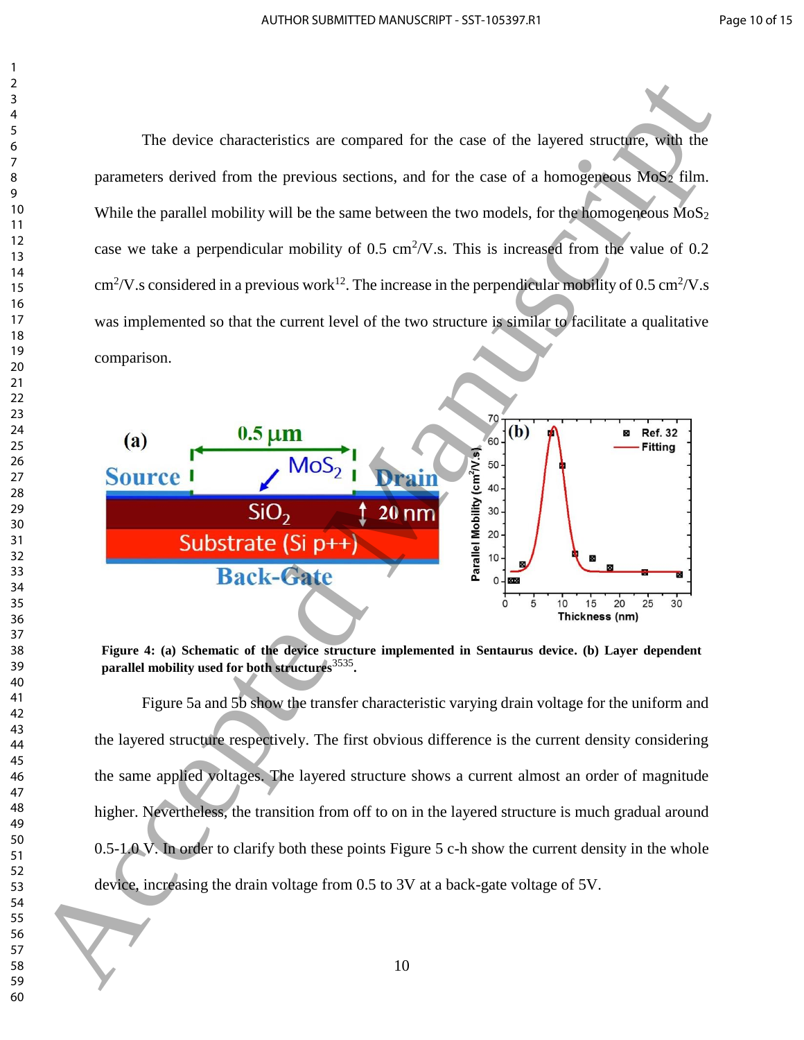The device characteristics are compared for the case of the layered structure, with the parameters derived from the previous sections, and for the case of a homogeneous $MoS_2$ film. While the parallel mobility will be the same between the two models, for the homogeneous $MoS_2$ case we take a perpendicular mobility of 0.5 $cm^2$/V.s. This is increased from the value of 0.2 $cm^2$/V.s considered in a previous work[12]. The increase in the perpendicular mobility of 0.5 $cm^2$/V.s was implemented so that the current level of the two structure is similar to facilitate a qualitative comparison.

**Figure 4: (a) Schematic of the device structure implemented in Sentaurus device. (b) Layer dependent parallel mobility used for both structures[3535].**

Figure 5a and 5b show the transfer characteristic varying drain voltage for the uniform and the layered structure respectively. The first obvious difference is the current density considering the same applied voltages. The layered structure shows a current almost an order of magnitude higher. Nevertheless, the transition from off to on in the layered structure is much gradual around 0.5-1.0 V. In order to clarify both these points Figure 5 c-h show the current density in the whole device, increasing the drain voltage from 0.5 to 3V at a back-gate voltage of 5V.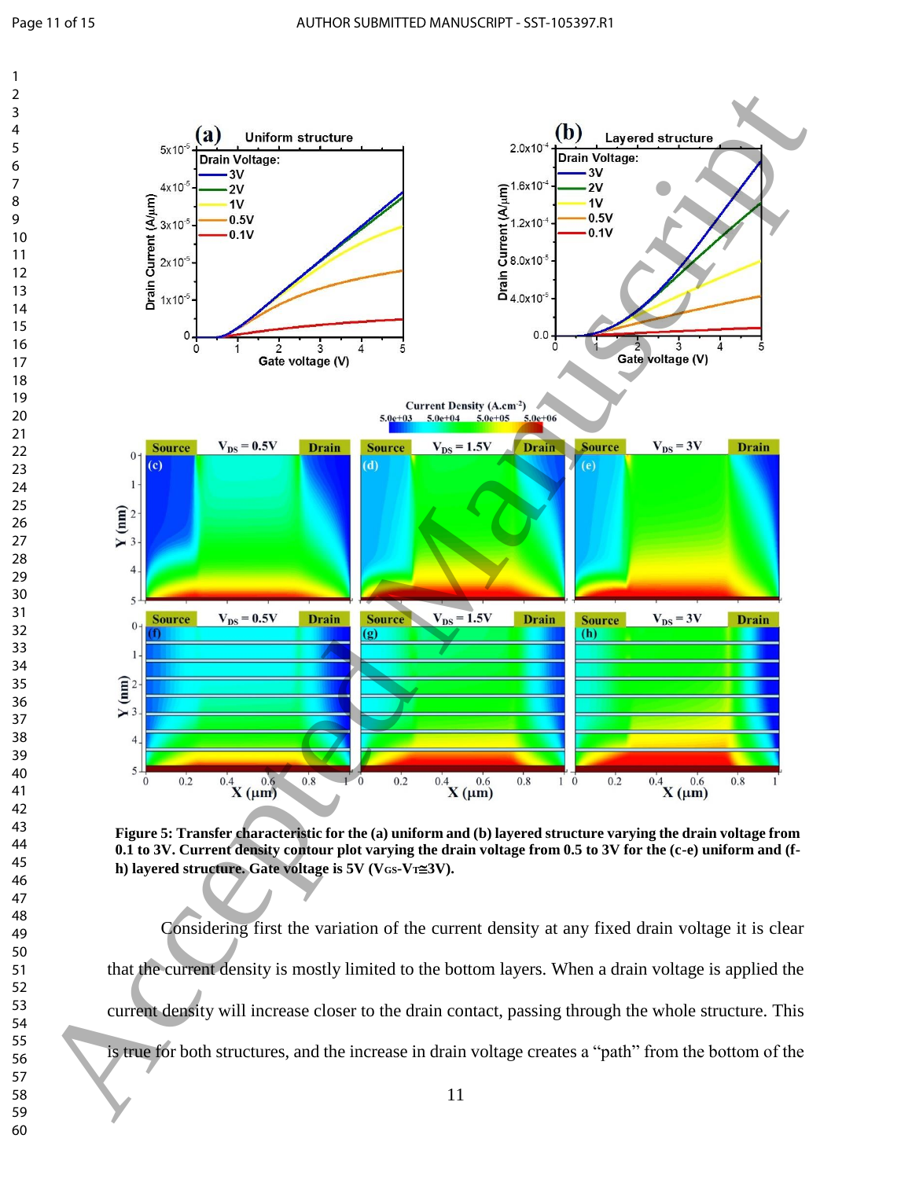**Figure 5: Transfer characteristic for the (a) uniform and (b) layered structure varying the drain voltage from 0.1 to 3V. Current density contour plot varying the drain voltage from 0.5 to 3V for the (c-e) uniform and (f-h) layered structure. Gate voltage is 5V ($V_{GS}$-$V_T$≅3V).**

Considering first the variation of the current density at any fixed drain voltage it is clear that the current density is mostly limited to the bottom layers. When a drain voltage is applied the current density will increase closer to the drain contact, passing through the whole structure. This is true for both structures, and the increase in drain voltage creates a "path" from the bottom of the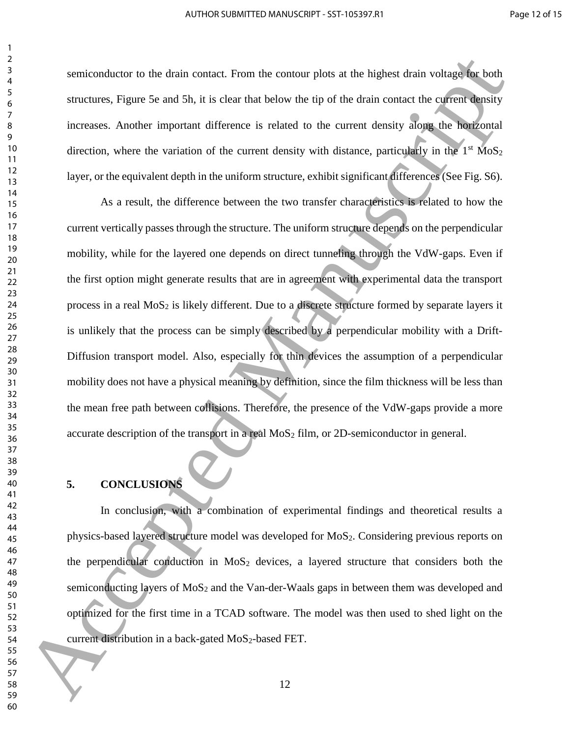semiconductor to the drain contact. From the contour plots at the highest drain voltage for both structures, Figure 5e and 5h, it is clear that below the tip of the drain contact the current density increases. Another important difference is related to the current density along the horizontal direction, where the variation of the current density with distance, particularly in the 1st $MoS_2$ layer, or the equivalent depth in the uniform structure, exhibit significant differences (See Fig. S6).

As a result, the difference between the two transfer characteristics is related to how the current vertically passes through the structure. The uniform structure depends on the perpendicular mobility, while for the layered one depends on direct tunneling through the VdW-gaps. Even if the first option might generate results that are in agreement with experimental data the transport process in a real $MoS_2$ is likely different. Due to a discrete structure formed by separate layers it is unlikely that the process can be simply described by a perpendicular mobility with a Drift-Diffusion transport model. Also, especially for thin devices the assumption of a perpendicular mobility does not have a physical meaning by definition, since the film thickness will be less than the mean free path between collisions. Therefore, the presence of the VdW-gaps provide a more accurate description of the transport in a real $MoS_2$ film, or 2D-semiconductor in general.

## 5. CONCLUSIONS

In conclusion, with a combination of experimental findings and theoretical results a physics-based layered structure model was developed for $MoS_2$. Considering previous reports on the perpendicular conduction in $MoS_2$ devices, a layered structure that considers both the semiconducting layers of $MoS_2$ and the Van-der-Waals gaps in between them was developed and optimized for the first time in a TCAD software. The model was then used to shed light on the current distribution in a back-gated $MoS_2$-based FET.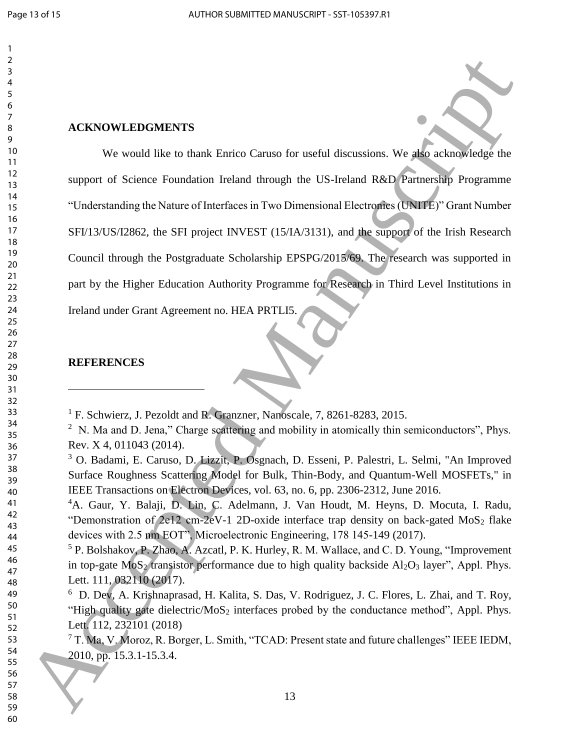## ACKNOWLEDGMENTS

We would like to thank Enrico Caruso for useful discussions. We also acknowledge the support of Science Foundation Ireland through the US-Ireland R&D Partnership Programme "Understanding the Nature of Interfaces in Two Dimensional Electronics (UNITE)" Grant Number SFI/13/US/I2862, the SFI project INVEST (15/IA/3131), and the support of the Irish Research Council through the Postgraduate Scholarship EPSPG/2015/69. The research was supported in part by the Higher Education Authority Programme for Research in Third Level Institutions in Ireland under Grant Agreement no. HEA PRTLI5.

## REFERENCES

[1] F. Schwierz, J. Pezoldt and R. Granzner, Nanoscale, 7, 8261-8283, 2015.

[2] N. Ma and D. Jena," Charge scattering and mobility in atomically thin semiconductors", Phys. Rev. X 4, 011043 (2014).

[3] O. Badami, E. Caruso, D. Lizzit, P. Osgnach, D. Esseni, P. Palestri, L. Selmi, "An Improved Surface Roughness Scattering Model for Bulk, Thin-Body, and Quantum-Well MOSFETs," in IEEE Transactions on Electron Devices, vol. 63, no. 6, pp. 2306-2312, June 2016.

[4] A. Gaur, Y. Balaji, D. Lin, C. Adelmann, J. Van Houdt, M. Heyns, D. Mocuta, I. Radu, "Demonstration of 2e12 cm-2eV-1 2D-oxide interface trap density on back-gated $MoS_2$ flake devices with 2.5 nm EOT", Microelectronic Engineering, 178 145-149 (2017).

[5] P. Bolshakov, P. Zhao, A. Azcatl, P. K. Hurley, R. M. Wallace, and C. D. Young, "Improvement in top-gate $MoS_2$ transistor performance due to high quality backside $Al_2O_3$ layer", Appl. Phys. Lett. 111, 032110 (2017).

[6] D. Dev, A. Krishnaprasad, H. Kalita, S. Das, V. Rodriguez, J. C. Flores, L. Zhai, and T. Roy, "High quality gate dielectric/$MoS_2$ interfaces probed by the conductance method", Appl. Phys. Lett. 112, 232101 (2018)

[7] T. Ma, V. Moroz, R. Borger, L. Smith, "TCAD: Present state and future challenges" IEEE IEDM, 2010, pp. 15.3.1-15.3.4.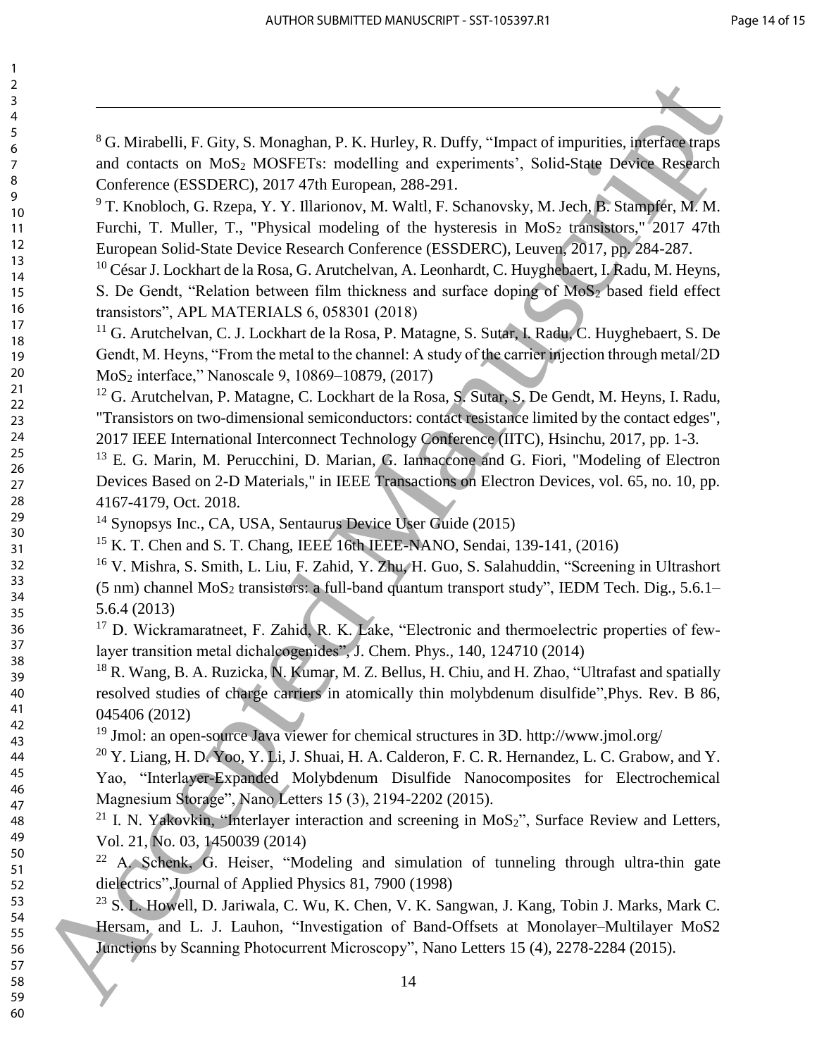[8] G. Mirabelli, F. Gity, S. Monaghan, P. K. Hurley, R. Duffy, "Impact of impurities, interface traps and contacts on $MoS_2$ MOSFETs: modelling and experiments', Solid-State Device Research Conference (ESSDERC), 2017 47th European, 288-291.

[9] T. Knobloch, G. Rzepa, Y. Y. Illarionov, M. Waltl, F. Schanovsky, M. Jech, B. Stampfer, M. M. Furchi, T. Muller, T., "Physical modeling of the hysteresis in $MoS_2$ transistors," 2017 47th European Solid-State Device Research Conference (ESSDERC), Leuven, 2017, pp. 284-287.

[10] César J. Lockhart de la Rosa, G. Arutchelvan, A. Leonhardt, C. Huyghebaert, I. Radu, M. Heyns, S. De Gendt, "Relation between film thickness and surface doping of $MoS_2$ based field effect transistors", APL MATERIALS 6, 058301 (2018)

[11] G. Arutchelvan, C. J. Lockhart de la Rosa, P. Matagne, S. Sutar, I. Radu, C. Huyghebaert, S. De Gendt, M. Heyns, "From the metal to the channel: A study of the carrier injection through metal/2D $MoS_2$ interface," Nanoscale 9, 10869–10879, (2017)

[12] G. Arutchelvan, P. Matagne, C. Lockhart de la Rosa, S. Sutar, S. De Gendt, M. Heyns, I. Radu, "Transistors on two-dimensional semiconductors: contact resistance limited by the contact edges", 2017 IEEE International Interconnect Technology Conference (IITC), Hsinchu, 2017, pp. 1-3.

[13] E. G. Marin, M. Perucchini, D. Marian, G. Iannaccone and G. Fiori, "Modeling of Electron Devices Based on 2-D Materials," in IEEE Transactions on Electron Devices, vol. 65, no. 10, pp. 4167-4179, Oct. 2018.

[14] Synopsys Inc., CA, USA, Sentaurus Device User Guide (2015)

[15] K. T. Chen and S. T. Chang, IEEE 16th IEEE-NANO, Sendai, 139-141, (2016)

[16] V. Mishra, S. Smith, L. Liu, F. Zahid, Y. Zhu, H. Guo, S. Salahuddin, "Screening in Ultrashort (5 nm) channel $MoS_2$ transistors: a full-band quantum transport study", IEDM Tech. Dig., 5.6.1–5.6.4 (2013)

[17] D. Wickramaratneet, F. Zahid, R. K. Lake, "Electronic and thermoelectric properties of few-layer transition metal dichalcogenides", J. Chem. Phys., 140, 124710 (2014)

[18] R. Wang, B. A. Ruzicka, N. Kumar, M. Z. Bellus, H. Chiu, and H. Zhao, "Ultrafast and spatially resolved studies of charge carriers in atomically thin molybdenum disulfide",Phys. Rev. B 86, 045406 (2012)

[19] Jmol: an open-source Java viewer for chemical structures in 3D. http://www.jmol.org/

[20] Y. Liang, H. D. Yoo, Y. Li, J. Shuai, H. A. Calderon, F. C. R. Hernandez, L. C. Grabow, and Y. Yao, "Interlayer-Expanded Molybdenum Disulfide Nanocomposites for Electrochemical Magnesium Storage", Nano Letters 15 (3), 2194-2202 (2015).

[21] I. N. Yakovkin, "Interlayer interaction and screening in $MoS_2$", Surface Review and Letters, Vol. 21, No. 03, 1450039 (2014)

[22] A. Schenk, G. Heiser, "Modeling and simulation of tunneling through ultra-thin gate dielectrics",Journal of Applied Physics 81, 7900 (1998)

[23] S. L. Howell, D. Jariwala, C. Wu, K. Chen, V. K. Sangwan, J. Kang, Tobin J. Marks, Mark C. Hersam, and L. J. Lauhon, "Investigation of Band-Offsets at Monolayer–Multilayer MoS2 Junctions by Scanning Photocurrent Microscopy", Nano Letters 15 (4), 2278-2284 (2015).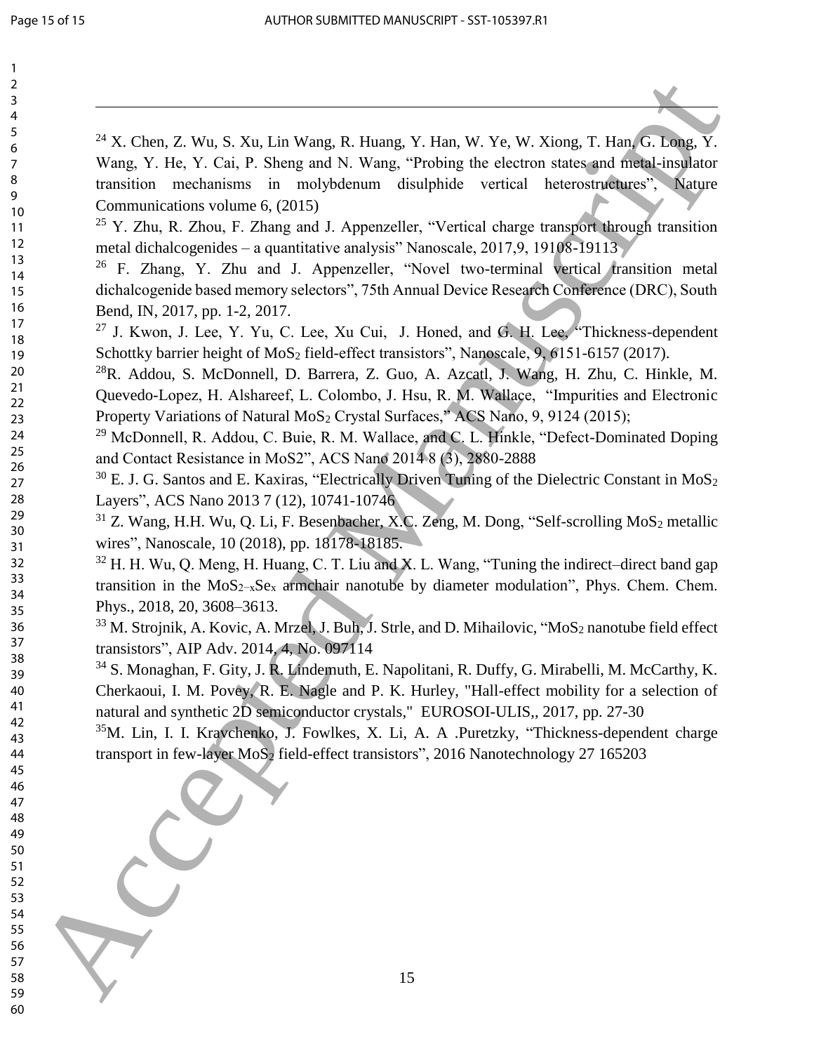[24] X. Chen, Z. Wu, S. Xu, Lin Wang, R. Huang, Y. Han, W. Ye, W. Xiong, T. Han, G. Long, Y. Wang, Y. He, Y. Cai, P. Sheng and N. Wang, “Probing the electron states and metal-insulator transition mechanisms in molybdenum disulphide vertical heterostructures”, Nature Communications volume 6, (2015)

[25] Y. Zhu, R. Zhou, F. Zhang and J. Appenzeller, “Vertical charge transport through transition metal dichalcogenides – a quantitative analysis” Nanoscale, 2017,9, 19108-19113

[26] F. Zhang, Y. Zhu and J. Appenzeller, “Novel two-terminal vertical transition metal dichalcogenide based memory selectors”, 75th Annual Device Research Conference (DRC), South Bend, IN, 2017, pp. 1-2, 2017.

[27] J. Kwon, J. Lee, Y. Yu, C. Lee, Xu Cui, J. Honed, and G. H. Lee, “Thickness-dependent Schottky barrier height of $MoS_2$ field-effect transistors”, Nanoscale, 9, 6151-6157 (2017).

[28] R. Addou, S. McDonnell, D. Barrera, Z. Guo, A. Azcatl, J. Wang, H. Zhu, C. Hinkle, M. Quevedo-Lopez, H. Alshareef, L. Colombo, J. Hsu, R. M. Wallace, “Impurities and Electronic Property Variations of Natural $MoS_2$ Crystal Surfaces,” ACS Nano, 9, 9124 (2015);

[29] McDonnell, R. Addou, C. Buie, R. M. Wallace, and C. L. Hinkle, “Defect-Dominated Doping and Contact Resistance in MoS2”, ACS Nano 2014 8 (3), 2880-2888

[30] E. J. G. Santos and E. Kaxiras, “Electrically Driven Tuning of the Dielectric Constant in $MoS_2$ Layers”, ACS Nano 2013 7 (12), 10741-10746

[31] Z. Wang, H.H. Wu, Q. Li, F. Besenbacher, X.C. Zeng, M. Dong, “Self-scrolling $MoS_2$ metallic wires”, Nanoscale, 10 (2018), pp. 18178-18185.

[32] H. H. Wu, Q. Meng, H. Huang, C. T. Liu and X. L. Wang, “Tuning the indirect–direct band gap transition in the $MoS_{2-x}Se_x$ armchair nanotube by diameter modulation”, Phys. Chem. Chem. Phys., 2018, 20, 3608–3613.

[33] M. Strojnik, A. Kovic, A. Mrzel, J. Buh, J. Strle, and D. Mihailovic, “$MoS_2$ nanotube field effect transistors”, AIP Adv. 2014, 4, No. 097114

[34] S. Monaghan, F. Gity, J. R. Lindemuth, E. Napolitani, R. Duffy, G. Mirabelli, M. McCarthy, K. Cherkaoui, I. M. Povey, R. E. Nagle and P. K. Hurley, "Hall-effect mobility for a selection of natural and synthetic 2D semiconductor crystals," EUROSOI-ULIS,, 2017, pp. 27-30

[35] M. Lin, I. I. Kravchenko, J. Fowlkes, X. Li, A. A .Puretzky, “Thickness-dependent charge transport in few-layer $MoS_2$ field-effect transistors”, 2016 Nanotechnology 27 165203